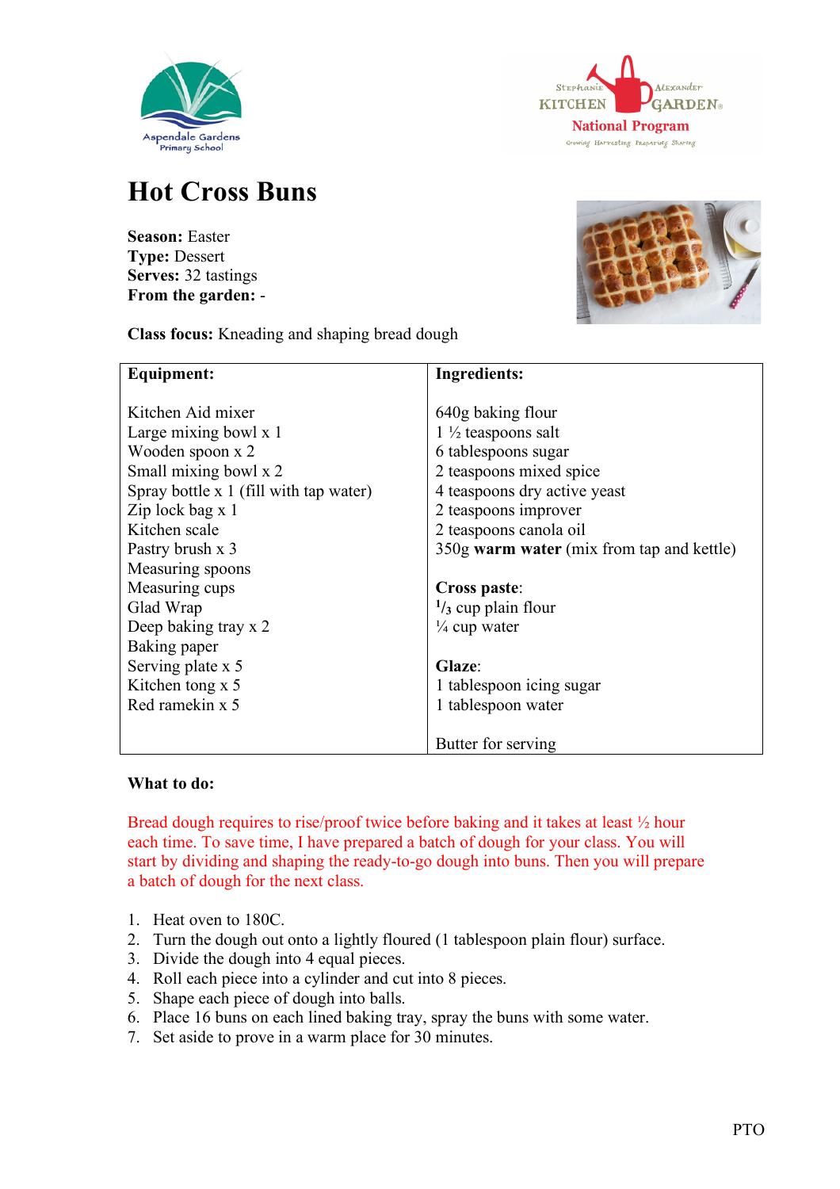Aspendale Gardens Primary School

Stephanie Alexander KITCHEN GARDEN National Program

Growing Harvesting Preparing Sharing

# Hot Cross Buns

**Season:** Easter
**Type:** Dessert
**Serves:** 32 tastings
**From the garden:** -

**Class focus:** Kneading and shaping bread dough

| **Equipment:** | **Ingredients:** |
|---|---|
| Kitchen Aid mixer | 640g baking flour |
| Large mixing bowl x 1 | 1 ½ teaspoons salt |
| Wooden spoon x 2 | 6 tablespoons sugar |
| Small mixing bowl x 2 | 2 teaspoons mixed spice |
| Spray bottle x 1 (fill with tap water) | 4 teaspoons dry active yeast |
| Zip lock bag x 1 | 2 teaspoons improver |
| Kitchen scale | 2 teaspoons canola oil |
| Pastry brush x 3 | 350g **warm water** (mix from tap and kettle) |
| Measuring spoons | |
| Measuring cups | **Cross paste**: |
| Glad Wrap | ⅓ cup plain flour |
| Deep baking tray x 2 | ¼ cup water |
| Baking paper | |
| Serving plate x 5 | **Glaze**: |
| Kitchen tong x 5 | 1 tablespoon icing sugar |
| Red ramekin x 5 | 1 tablespoon water |
| | |
| | Butter for serving |

**What to do:**

Bread dough requires to rise/proof twice before baking and it takes at least ½ hour each time. To save time, I have prepared a batch of dough for your class. You will start by dividing and shaping the ready-to-go dough into buns. Then you will prepare a batch of dough for the next class.

1. Heat oven to 180C.
2. Turn the dough out onto a lightly floured (1 tablespoon plain flour) surface.
3. Divide the dough into 4 equal pieces.
4. Roll each piece into a cylinder and cut into 8 pieces.
5. Shape each piece of dough into balls.
6. Place 16 buns on each lined baking tray, spray the buns with some water.
7. Set aside to prove in a warm place for 30 minutes.

PTO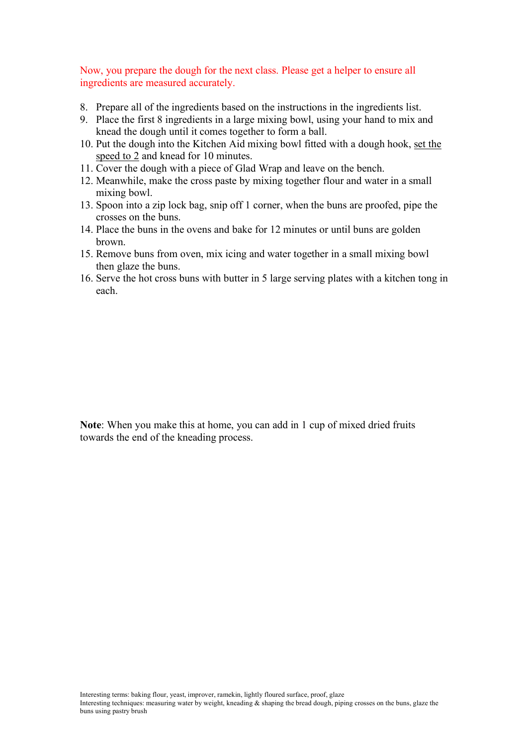Now, you prepare the dough for the next class. Please get a helper to ensure all ingredients are measured accurately.

8. Prepare all of the ingredients based on the instructions in the ingredients list.
9. Place the first 8 ingredients in a large mixing bowl, using your hand to mix and knead the dough until it comes together to form a ball.
10. Put the dough into the Kitchen Aid mixing bowl fitted with a dough hook, <u>set the speed to 2</u> and knead for 10 minutes.
11. Cover the dough with a piece of Glad Wrap and leave on the bench.
12. Meanwhile, make the cross paste by mixing together flour and water in a small mixing bowl.
13. Spoon into a zip lock bag, snip off 1 corner, when the buns are proofed, pipe the crosses on the buns.
14. Place the buns in the ovens and bake for 12 minutes or until buns are golden brown.
15. Remove buns from oven, mix icing and water together in a small mixing bowl then glaze the buns.
16. Serve the hot cross buns with butter in 5 large serving plates with a kitchen tong in each.

**Note**: When you make this at home, you can add in 1 cup of mixed dried fruits towards the end of the kneading process.

Interesting terms: baking flour, yeast, improver, ramekin, lightly floured surface, proof, glaze
Interesting techniques: measuring water by weight, kneading & shaping the bread dough, piping crosses on the buns, glaze the buns using pastry brush